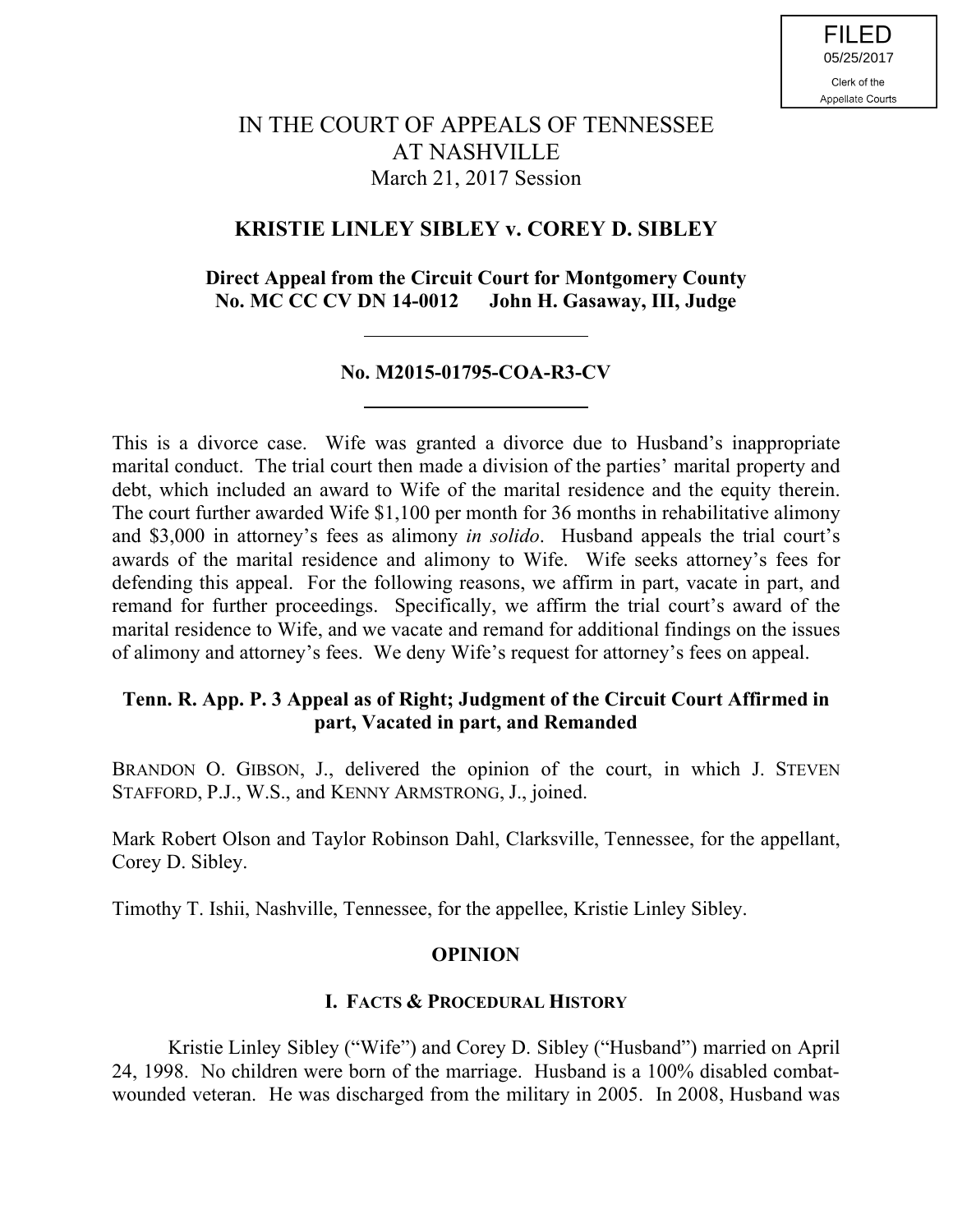FILED
05/25/2017
Clerk of the Appellate Courts

# IN THE COURT OF APPEALS OF TENNESSEE AT NASHVILLE

March 21, 2017 Session

## KRISTIE LINLEY SIBLEY v. COREY D. SIBLEY

**Direct Appeal from the Circuit Court for Montgomery County**
**No. MC CC CV DN 14-0012 John H. Gasaway, III, Judge**

---

**No. M2015-01795-COA-R3-CV**

---

This is a divorce case. Wife was granted a divorce due to Husband's inappropriate marital conduct. The trial court then made a division of the parties' marital property and debt, which included an award to Wife of the marital residence and the equity therein. The court further awarded Wife $1,100 per month for 36 months in rehabilitative alimony and $3,000 in attorney's fees as alimony *in solido*. Husband appeals the trial court's awards of the marital residence and alimony to Wife. Wife seeks attorney's fees for defending this appeal. For the following reasons, we affirm in part, vacate in part, and remand for further proceedings. Specifically, we affirm the trial court's award of the marital residence to Wife, and we vacate and remand for additional findings on the issues of alimony and attorney's fees. We deny Wife's request for attorney's fees on appeal.

**Tenn. R. App. P. 3 Appeal as of Right; Judgment of the Circuit Court Affirmed in part, Vacated in part, and Remanded**

BRANDON O. GIBSON, J., delivered the opinion of the court, in which J. STEVEN STAFFORD, P.J., W.S., and KENNY ARMSTRONG, J., joined.

Mark Robert Olson and Taylor Robinson Dahl, Clarksville, Tennessee, for the appellant, Corey D. Sibley.

Timothy T. Ishii, Nashville, Tennessee, for the appellee, Kristie Linley Sibley.

## OPINION

### I. FACTS & PROCEDURAL HISTORY

Kristie Linley Sibley ("Wife") and Corey D. Sibley ("Husband") married on April 24, 1998. No children were born of the marriage. Husband is a 100% disabled combat-wounded veteran. He was discharged from the military in 2005. In 2008, Husband was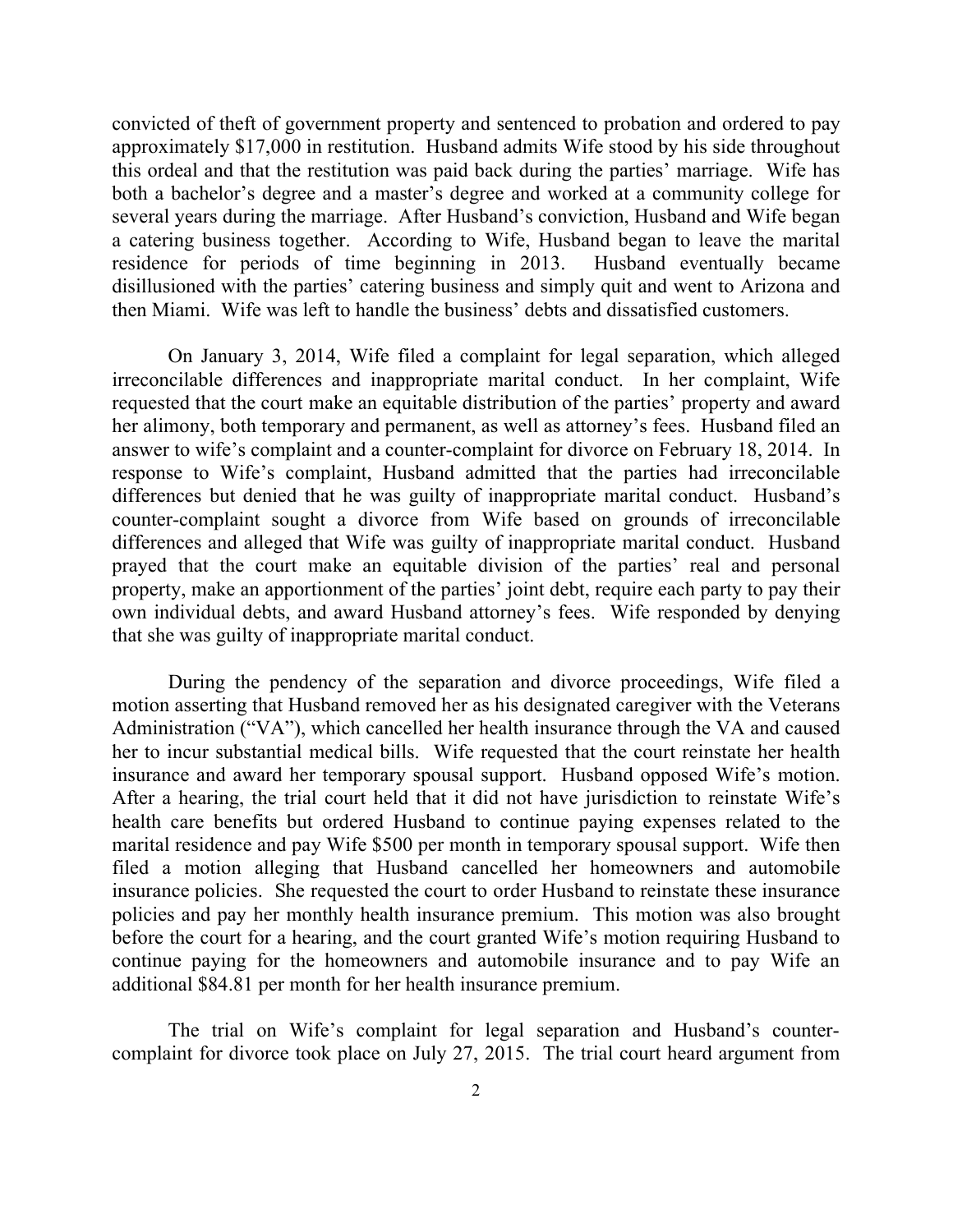convicted of theft of government property and sentenced to probation and ordered to pay approximately $17,000 in restitution. Husband admits Wife stood by his side throughout this ordeal and that the restitution was paid back during the parties' marriage. Wife has both a bachelor's degree and a master's degree and worked at a community college for several years during the marriage. After Husband's conviction, Husband and Wife began a catering business together. According to Wife, Husband began to leave the marital residence for periods of time beginning in 2013. Husband eventually became disillusioned with the parties' catering business and simply quit and went to Arizona and then Miami. Wife was left to handle the business' debts and dissatisfied customers.

On January 3, 2014, Wife filed a complaint for legal separation, which alleged irreconcilable differences and inappropriate marital conduct. In her complaint, Wife requested that the court make an equitable distribution of the parties' property and award her alimony, both temporary and permanent, as well as attorney's fees. Husband filed an answer to wife's complaint and a counter-complaint for divorce on February 18, 2014. In response to Wife's complaint, Husband admitted that the parties had irreconcilable differences but denied that he was guilty of inappropriate marital conduct. Husband's counter-complaint sought a divorce from Wife based on grounds of irreconcilable differences and alleged that Wife was guilty of inappropriate marital conduct. Husband prayed that the court make an equitable division of the parties' real and personal property, make an apportionment of the parties' joint debt, require each party to pay their own individual debts, and award Husband attorney's fees. Wife responded by denying that she was guilty of inappropriate marital conduct.

During the pendency of the separation and divorce proceedings, Wife filed a motion asserting that Husband removed her as his designated caregiver with the Veterans Administration ("VA"), which cancelled her health insurance through the VA and caused her to incur substantial medical bills. Wife requested that the court reinstate her health insurance and award her temporary spousal support. Husband opposed Wife's motion. After a hearing, the trial court held that it did not have jurisdiction to reinstate Wife's health care benefits but ordered Husband to continue paying expenses related to the marital residence and pay Wife $500 per month in temporary spousal support. Wife then filed a motion alleging that Husband cancelled her homeowners and automobile insurance policies. She requested the court to order Husband to reinstate these insurance policies and pay her monthly health insurance premium. This motion was also brought before the court for a hearing, and the court granted Wife's motion requiring Husband to continue paying for the homeowners and automobile insurance and to pay Wife an additional $84.81 per month for her health insurance premium.

The trial on Wife's complaint for legal separation and Husband's counter-complaint for divorce took place on July 27, 2015. The trial court heard argument from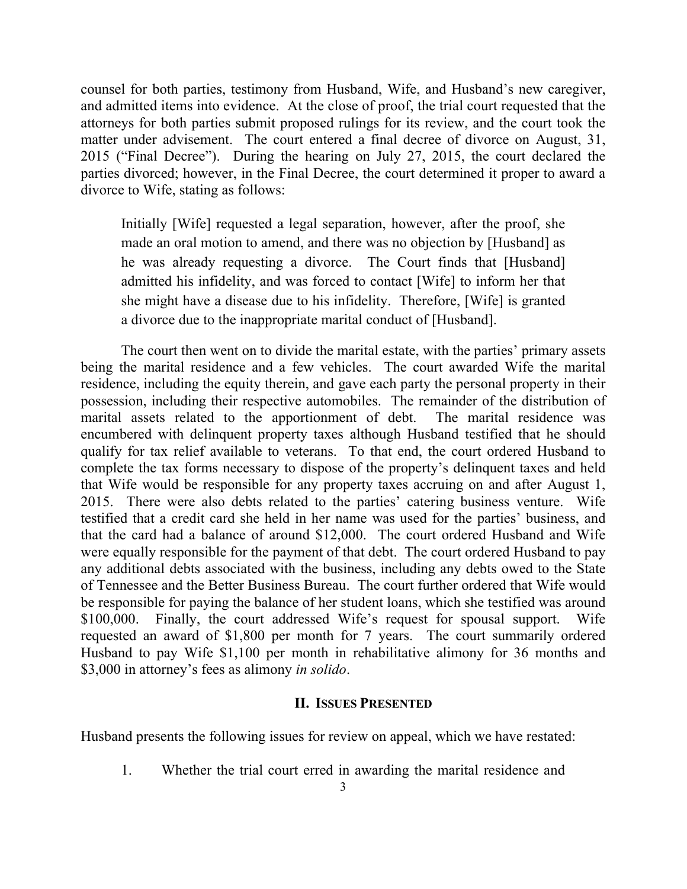counsel for both parties, testimony from Husband, Wife, and Husband's new caregiver, and admitted items into evidence. At the close of proof, the trial court requested that the attorneys for both parties submit proposed rulings for its review, and the court took the matter under advisement. The court entered a final decree of divorce on August, 31, 2015 ("Final Decree"). During the hearing on July 27, 2015, the court declared the parties divorced; however, in the Final Decree, the court determined it proper to award a divorce to Wife, stating as follows:

> Initially [Wife] requested a legal separation, however, after the proof, she made an oral motion to amend, and there was no objection by [Husband] as he was already requesting a divorce. The Court finds that [Husband] admitted his infidelity, and was forced to contact [Wife] to inform her that she might have a disease due to his infidelity. Therefore, [Wife] is granted a divorce due to the inappropriate marital conduct of [Husband].

The court then went on to divide the marital estate, with the parties' primary assets being the marital residence and a few vehicles. The court awarded Wife the marital residence, including the equity therein, and gave each party the personal property in their possession, including their respective automobiles. The remainder of the distribution of marital assets related to the apportionment of debt. The marital residence was encumbered with delinquent property taxes although Husband testified that he should qualify for tax relief available to veterans. To that end, the court ordered Husband to complete the tax forms necessary to dispose of the property's delinquent taxes and held that Wife would be responsible for any property taxes accruing on and after August 1, 2015. There were also debts related to the parties' catering business venture. Wife testified that a credit card she held in her name was used for the parties' business, and that the card had a balance of around $12,000. The court ordered Husband and Wife were equally responsible for the payment of that debt. The court ordered Husband to pay any additional debts associated with the business, including any debts owed to the State of Tennessee and the Better Business Bureau. The court further ordered that Wife would be responsible for paying the balance of her student loans, which she testified was around $100,000. Finally, the court addressed Wife's request for spousal support. Wife requested an award of $1,800 per month for 7 years. The court summarily ordered Husband to pay Wife $1,100 per month in rehabilitative alimony for 36 months and $3,000 in attorney's fees as alimony *in solido*.

## II. Issues Presented

Husband presents the following issues for review on appeal, which we have restated:

1. Whether the trial court erred in awarding the marital residence and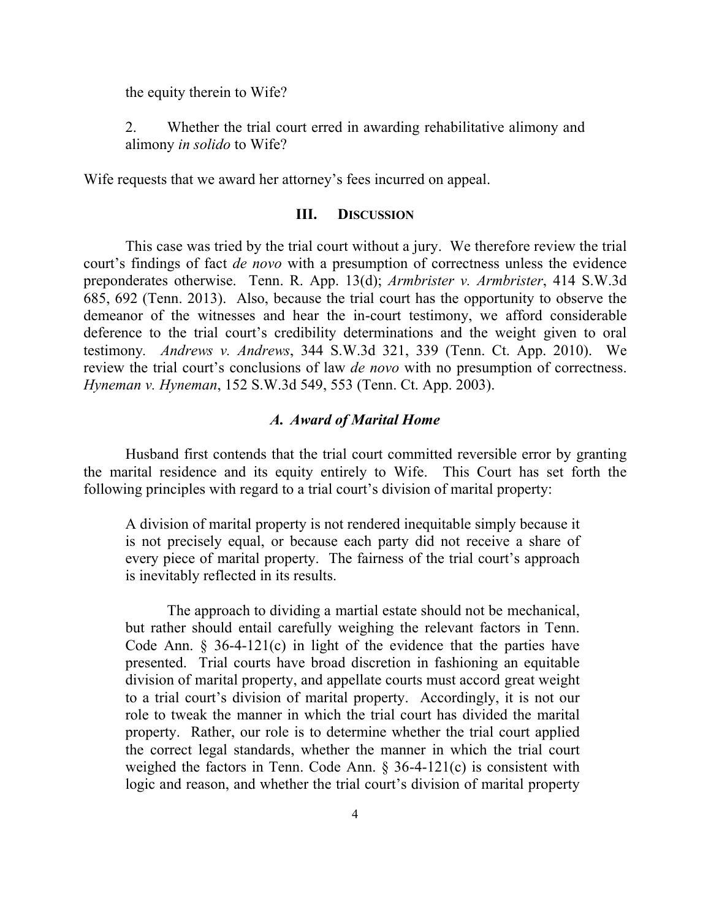the equity therein to Wife?

2. Whether the trial court erred in awarding rehabilitative alimony and alimony *in solido* to Wife?

Wife requests that we award her attorney's fees incurred on appeal.

## III. DISCUSSION

This case was tried by the trial court without a jury. We therefore review the trial court's findings of fact *de novo* with a presumption of correctness unless the evidence preponderates otherwise. Tenn. R. App. 13(d); *Armbrister v. Armbrister*, 414 S.W.3d 685, 692 (Tenn. 2013). Also, because the trial court has the opportunity to observe the demeanor of the witnesses and hear the in-court testimony, we afford considerable deference to the trial court's credibility determinations and the weight given to oral testimony. *Andrews v. Andrews*, 344 S.W.3d 321, 339 (Tenn. Ct. App. 2010). We review the trial court's conclusions of law *de novo* with no presumption of correctness. *Hyneman v. Hyneman*, 152 S.W.3d 549, 553 (Tenn. Ct. App. 2003).

### *A. Award of Marital Home*

Husband first contends that the trial court committed reversible error by granting the marital residence and its equity entirely to Wife. This Court has set forth the following principles with regard to a trial court's division of marital property:

> A division of marital property is not rendered inequitable simply because it is not precisely equal, or because each party did not receive a share of every piece of marital property. The fairness of the trial court's approach is inevitably reflected in its results.
>
> The approach to dividing a martial estate should not be mechanical, but rather should entail carefully weighing the relevant factors in Tenn. Code Ann. § 36-4-121(c) in light of the evidence that the parties have presented. Trial courts have broad discretion in fashioning an equitable division of marital property, and appellate courts must accord great weight to a trial court's division of marital property. Accordingly, it is not our role to tweak the manner in which the trial court has divided the marital property. Rather, our role is to determine whether the trial court applied the correct legal standards, whether the manner in which the trial court weighed the factors in Tenn. Code Ann. § 36-4-121(c) is consistent with logic and reason, and whether the trial court's division of marital property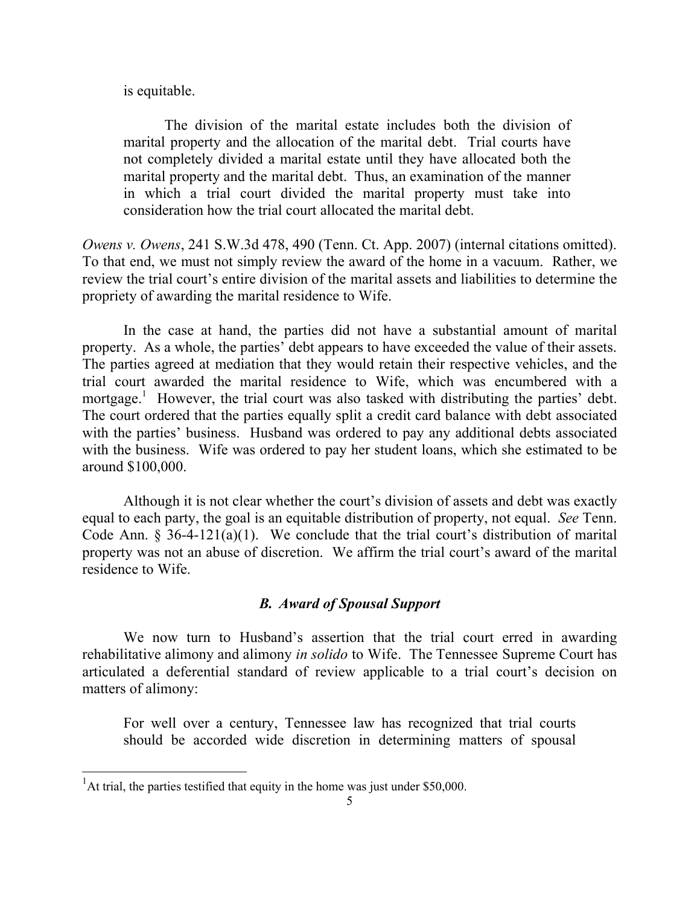is equitable.

> The division of the marital estate includes both the division of marital property and the allocation of the marital debt. Trial courts have not completely divided a marital estate until they have allocated both the marital property and the marital debt. Thus, an examination of the manner in which a trial court divided the marital property must take into consideration how the trial court allocated the marital debt.

*Owens v. Owens*, 241 S.W.3d 478, 490 (Tenn. Ct. App. 2007) (internal citations omitted). To that end, we must not simply review the award of the home in a vacuum. Rather, we review the trial court's entire division of the marital assets and liabilities to determine the propriety of awarding the marital residence to Wife.

In the case at hand, the parties did not have a substantial amount of marital property. As a whole, the parties' debt appears to have exceeded the value of their assets. The parties agreed at mediation that they would retain their respective vehicles, and the trial court awarded the marital residence to Wife, which was encumbered with a mortgage.[1] However, the trial court was also tasked with distributing the parties' debt. The court ordered that the parties equally split a credit card balance with debt associated with the parties' business. Husband was ordered to pay any additional debts associated with the business. Wife was ordered to pay her student loans, which she estimated to be around $100,000.

Although it is not clear whether the court's division of assets and debt was exactly equal to each party, the goal is an equitable distribution of property, not equal. *See* Tenn. Code Ann. § 36-4-121(a)(1). We conclude that the trial court's distribution of marital property was not an abuse of discretion. We affirm the trial court's award of the marital residence to Wife.

### *B. Award of Spousal Support*

We now turn to Husband's assertion that the trial court erred in awarding rehabilitative alimony and alimony *in solido* to Wife. The Tennessee Supreme Court has articulated a deferential standard of review applicable to a trial court's decision on matters of alimony:

> For well over a century, Tennessee law has recognized that trial courts should be accorded wide discretion in determining matters of spousal

---

[1] At trial, the parties testified that equity in the home was just under $50,000.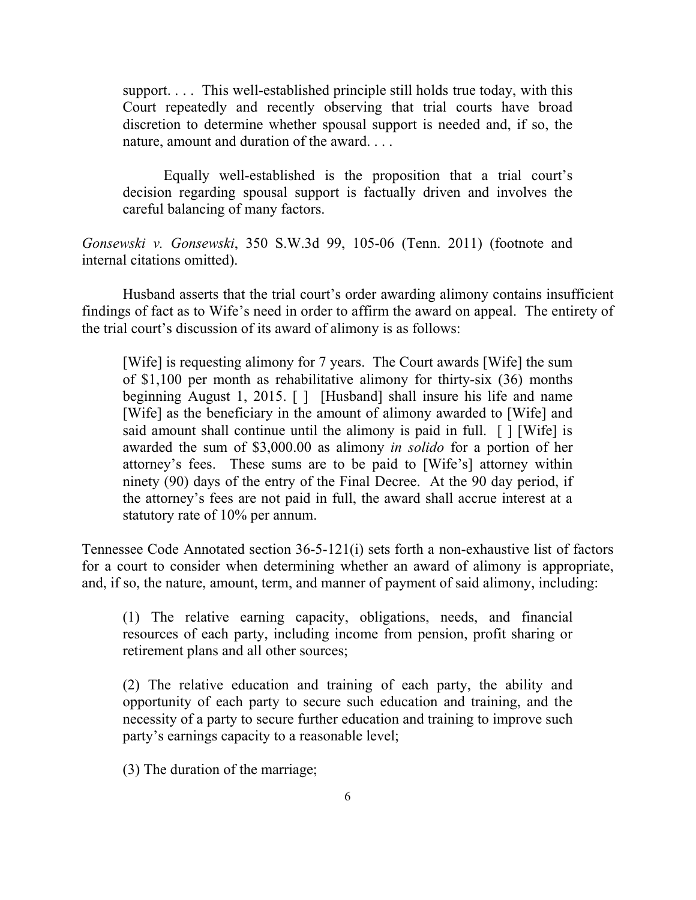> support. . . . This well-established principle still holds true today, with this Court repeatedly and recently observing that trial courts have broad discretion to determine whether spousal support is needed and, if so, the nature, amount and duration of the award. . . .
>
> Equally well-established is the proposition that a trial court's decision regarding spousal support is factually driven and involves the careful balancing of many factors.

*Gonsewski v. Gonsewski*, 350 S.W.3d 99, 105-06 (Tenn. 2011) (footnote and internal citations omitted).

Husband asserts that the trial court's order awarding alimony contains insufficient findings of fact as to Wife's need in order to affirm the award on appeal. The entirety of the trial court's discussion of its award of alimony is as follows:

> [Wife] is requesting alimony for 7 years. The Court awards [Wife] the sum of $1,100 per month as rehabilitative alimony for thirty-six (36) months beginning August 1, 2015. [ ] [Husband] shall insure his life and name [Wife] as the beneficiary in the amount of alimony awarded to [Wife] and said amount shall continue until the alimony is paid in full. [ ] [Wife] is awarded the sum of $3,000.00 as alimony *in solido* for a portion of her attorney's fees. These sums are to be paid to [Wife's] attorney within ninety (90) days of the entry of the Final Decree. At the 90 day period, if the attorney's fees are not paid in full, the award shall accrue interest at a statutory rate of 10% per annum.

Tennessee Code Annotated section 36-5-121(i) sets forth a non-exhaustive list of factors for a court to consider when determining whether an award of alimony is appropriate, and, if so, the nature, amount, term, and manner of payment of said alimony, including:

> (1) The relative earning capacity, obligations, needs, and financial resources of each party, including income from pension, profit sharing or retirement plans and all other sources;
>
> (2) The relative education and training of each party, the ability and opportunity of each party to secure such education and training, and the necessity of a party to secure further education and training to improve such party's earnings capacity to a reasonable level;
>
> (3) The duration of the marriage;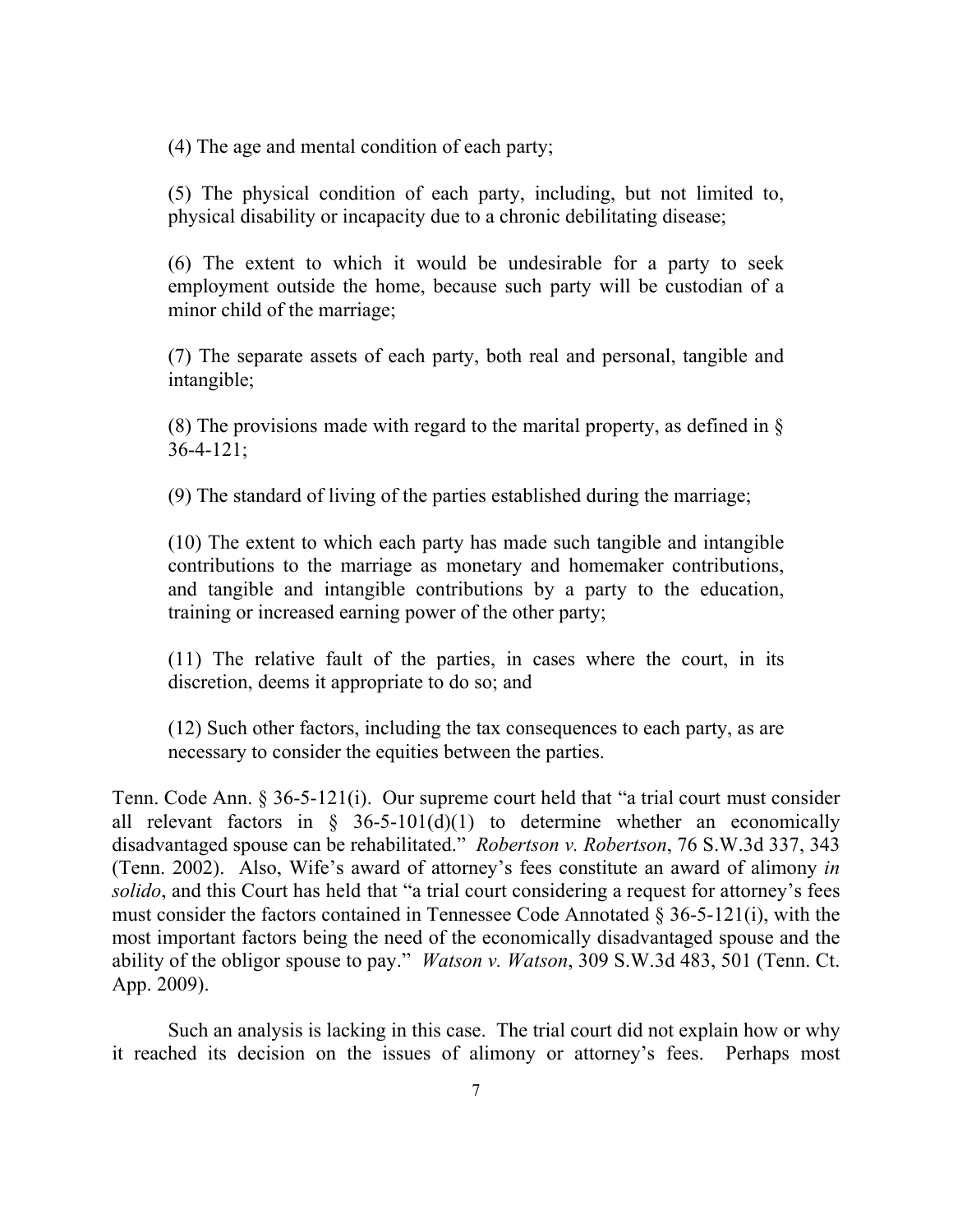> (4) The age and mental condition of each party;
>
> (5) The physical condition of each party, including, but not limited to, physical disability or incapacity due to a chronic debilitating disease;
>
> (6) The extent to which it would be undesirable for a party to seek employment outside the home, because such party will be custodian of a minor child of the marriage;
>
> (7) The separate assets of each party, both real and personal, tangible and intangible;
>
> (8) The provisions made with regard to the marital property, as defined in § 36-4-121;
>
> (9) The standard of living of the parties established during the marriage;
>
> (10) The extent to which each party has made such tangible and intangible contributions to the marriage as monetary and homemaker contributions, and tangible and intangible contributions by a party to the education, training or increased earning power of the other party;
>
> (11) The relative fault of the parties, in cases where the court, in its discretion, deems it appropriate to do so; and
>
> (12) Such other factors, including the tax consequences to each party, as are necessary to consider the equities between the parties.

Tenn. Code Ann. § 36-5-121(i). Our supreme court held that "a trial court must consider all relevant factors in § 36-5-101(d)(1) to determine whether an economically disadvantaged spouse can be rehabilitated." *Robertson v. Robertson*, 76 S.W.3d 337, 343 (Tenn. 2002). Also, Wife's award of attorney's fees constitute an award of alimony *in solido*, and this Court has held that "a trial court considering a request for attorney's fees must consider the factors contained in Tennessee Code Annotated § 36-5-121(i), with the most important factors being the need of the economically disadvantaged spouse and the ability of the obligor spouse to pay." *Watson v. Watson*, 309 S.W.3d 483, 501 (Tenn. Ct. App. 2009).

Such an analysis is lacking in this case. The trial court did not explain how or why it reached its decision on the issues of alimony or attorney's fees. Perhaps most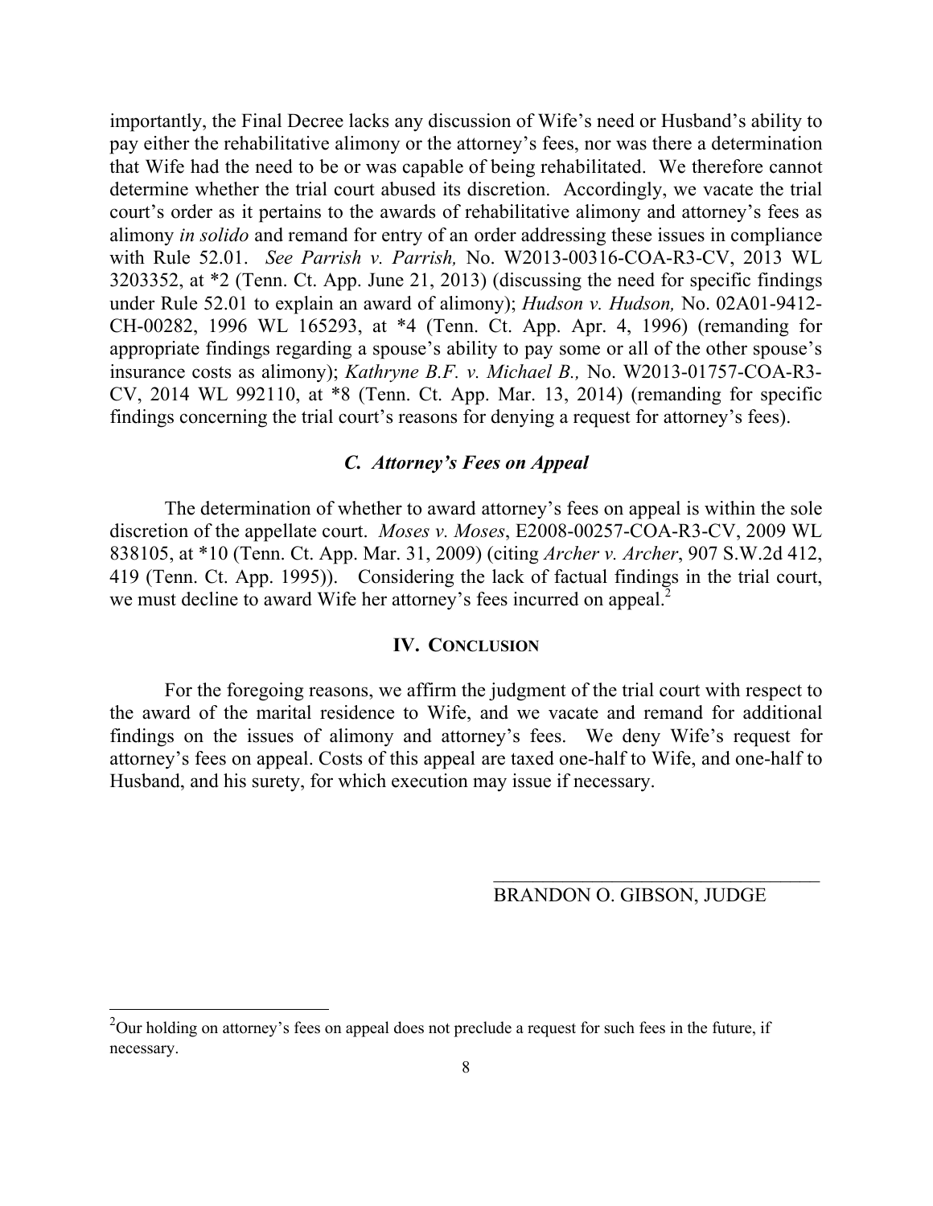importantly, the Final Decree lacks any discussion of Wife's need or Husband's ability to pay either the rehabilitative alimony or the attorney's fees, nor was there a determination that Wife had the need to be or was capable of being rehabilitated. We therefore cannot determine whether the trial court abused its discretion. Accordingly, we vacate the trial court's order as it pertains to the awards of rehabilitative alimony and attorney's fees as alimony *in solido* and remand for entry of an order addressing these issues in compliance with Rule 52.01. *See Parrish v. Parrish,* No. W2013-00316-COA-R3-CV, 2013 WL 3203352, at *2 (Tenn. Ct. App. June 21, 2013) (discussing the need for specific findings under Rule 52.01 to explain an award of alimony); *Hudson v. Hudson,* No. 02A01-9412-CH-00282, 1996 WL 165293, at *4 (Tenn. Ct. App. Apr. 4, 1996) (remanding for appropriate findings regarding a spouse's ability to pay some or all of the other spouse's insurance costs as alimony); *Kathryne B.F. v. Michael B.,* No. W2013-01757-COA-R3-CV, 2014 WL 992110, at *8 (Tenn. Ct. App. Mar. 13, 2014) (remanding for specific findings concerning the trial court's reasons for denying a request for attorney's fees).

### *C. Attorney's Fees on Appeal*

The determination of whether to award attorney's fees on appeal is within the sole discretion of the appellate court. *Moses v. Moses*, E2008-00257-COA-R3-CV, 2009 WL 838105, at *10 (Tenn. Ct. App. Mar. 31, 2009) (citing *Archer v. Archer*, 907 S.W.2d 412, 419 (Tenn. Ct. App. 1995)). Considering the lack of factual findings in the trial court, we must decline to award Wife her attorney's fees incurred on appeal.[2]

## IV. CONCLUSION

For the foregoing reasons, we affirm the judgment of the trial court with respect to the award of the marital residence to Wife, and we vacate and remand for additional findings on the issues of alimony and attorney's fees. We deny Wife's request for attorney's fees on appeal. Costs of this appeal are taxed one-half to Wife, and one-half to Husband, and his surety, for which execution may issue if necessary.

\_\_\_\_\_\_\_\_\_\_\_\_\_\_\_\_\_\_\_\_\_\_\_\_\_\_\_\_\_\_\_\_\_\_\_\_

BRANDON O. GIBSON, JUDGE

---

[2]Our holding on attorney's fees on appeal does not preclude a request for such fees in the future, if necessary.